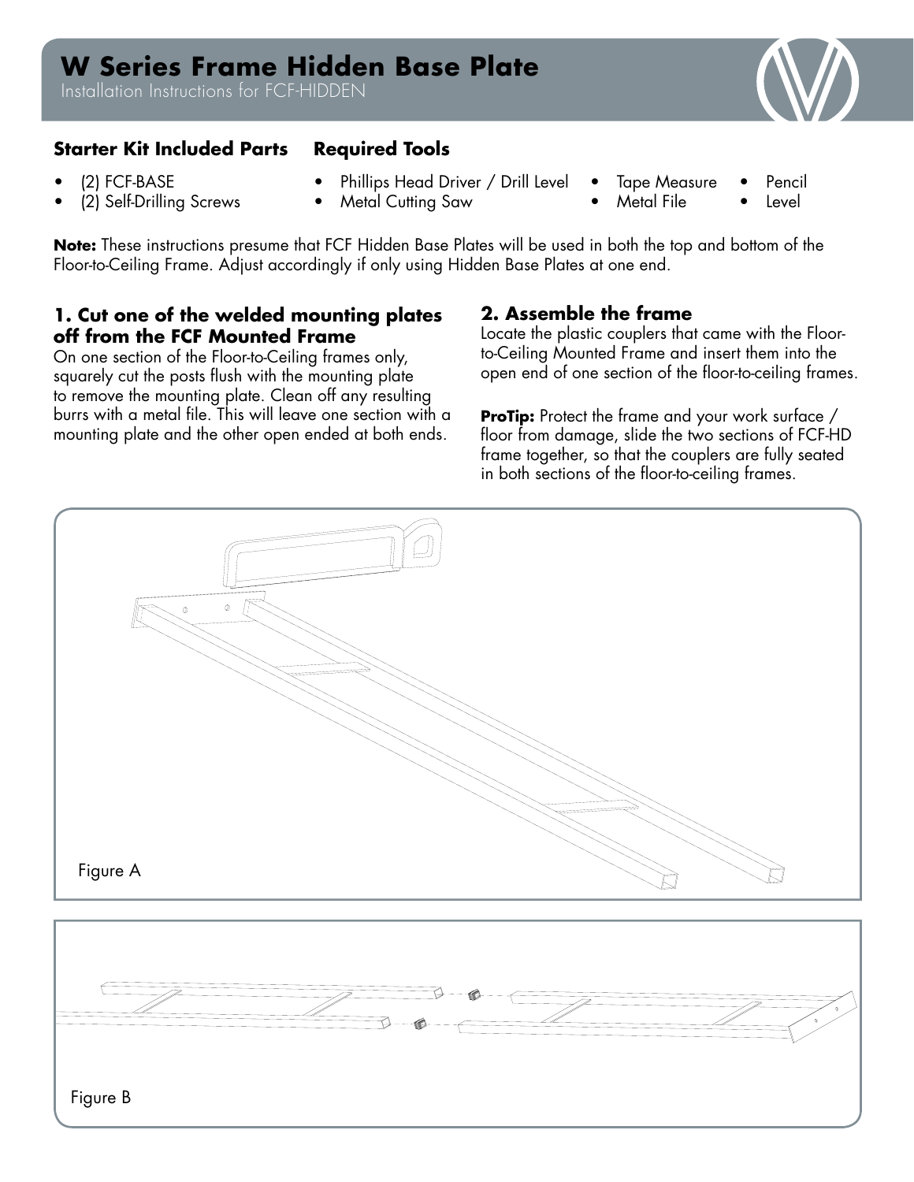# W Series Frame Hidden Base Plate

Installation Instructions for FCF-HIDDEN

### Starter Kit Included Parts

- (2) FCF-BASE
- (2) Self-Drilling Screws

### Required Tools

- Phillips Head Driver / Drill Level
- Metal Cutting Saw
- Tape Measure
- Metal File
- Pencil
- Level

**Note:** These instructions presume that FCF Hidden Base Plates will be used in both the top and bottom of the Floor-to-Ceiling Frame. Adjust accordingly if only using Hidden Base Plates at one end.

## 1. Cut one of the welded mounting plates off from the FCF Mounted Frame

On one section of the Floor-to-Ceiling frames only, squarely cut the posts flush with the mounting plate to remove the mounting plate. Clean off any resulting burrs with a metal file. This will leave one section with a mounting plate and the other open ended at both ends.

## 2. Assemble the frame

Locate the plastic couplers that came with the Floor-to-Ceiling Mounted Frame and insert them into the open end of one section of the floor-to-ceiling frames.

**ProTip:** Protect the frame and your work surface / floor from damage, slide the two sections of FCF-HD frame together, so that the couplers are fully seated in both sections of the floor-to-ceiling frames.

Figure A

Figure B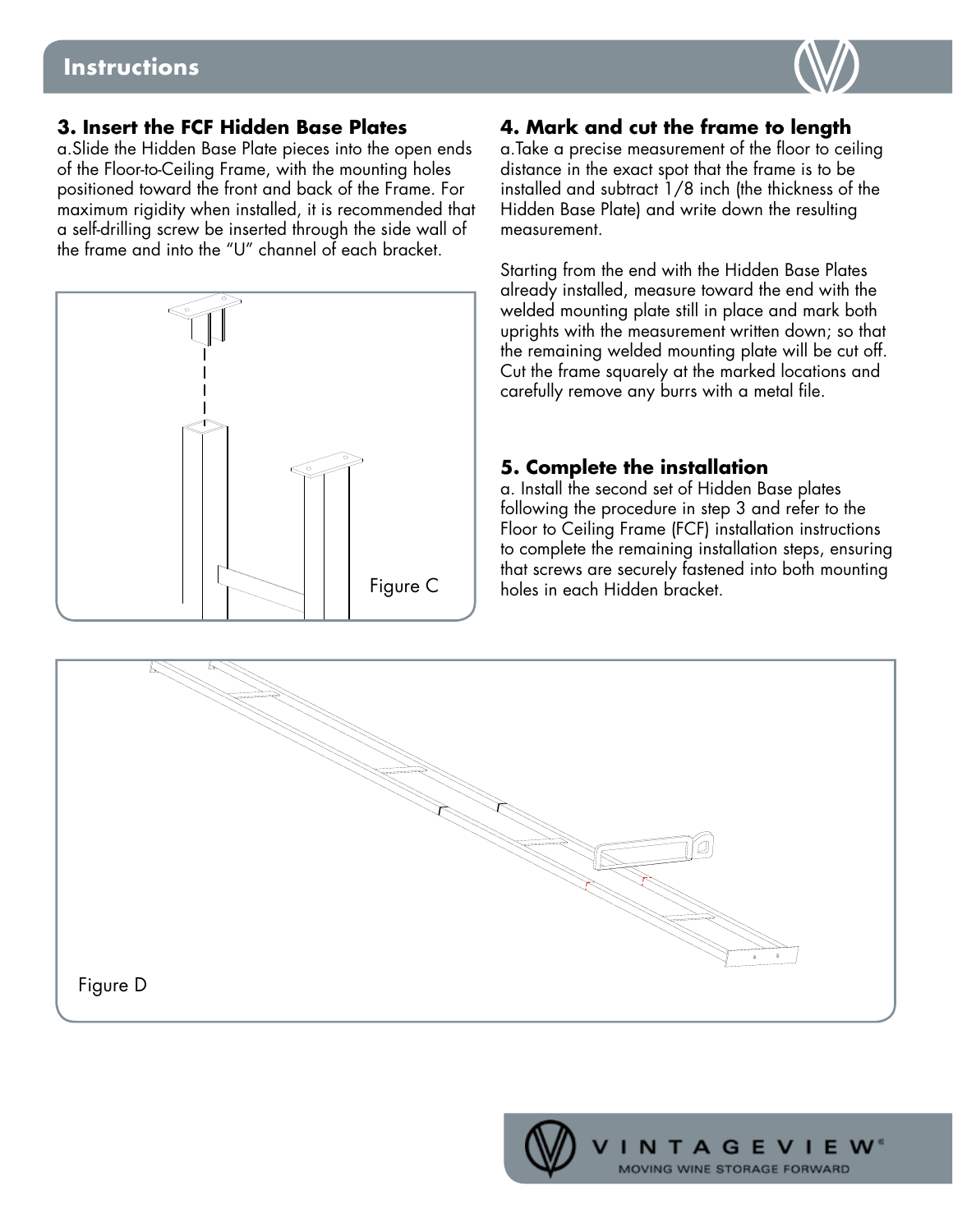## Instructions

### 3. Insert the FCF Hidden Base Plates

a.Slide the Hidden Base Plate pieces into the open ends of the Floor-to-Ceiling Frame, with the mounting holes positioned toward the front and back of the Frame. For maximum rigidity when installed, it is recommended that a self-drilling screw be inserted through the side wall of the frame and into the "U" channel of each bracket.

Figure C

### 4. Mark and cut the frame to length

a.Take a precise measurement of the floor to ceiling distance in the exact spot that the frame is to be installed and subtract 1/8 inch (the thickness of the Hidden Base Plate) and write down the resulting measurement.

Starting from the end with the Hidden Base Plates already installed, measure toward the end with the welded mounting plate still in place and mark both uprights with the measurement written down; so that the remaining welded mounting plate will be cut off. Cut the frame squarely at the marked locations and carefully remove any burrs with a metal file.

### 5. Complete the installation

a. Install the second set of Hidden Base plates following the procedure in step 3 and refer to the Floor to Ceiling Frame (FCF) installation instructions to complete the remaining installation steps, ensuring that screws are securely fastened into both mounting holes in each Hidden bracket.

Figure D